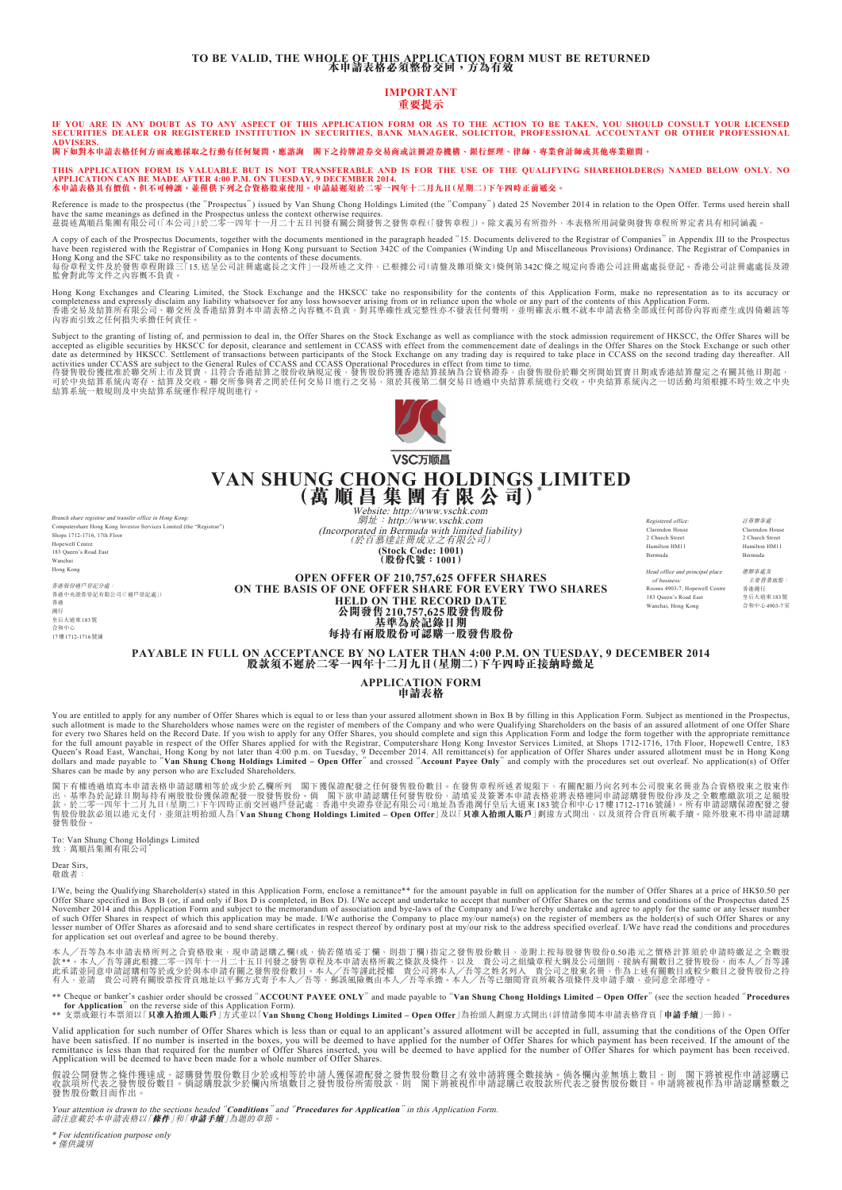**TO BE VALID, THE WHOLE OF THIS APPLICATION FORM MUST BE RETURNED**
**本申請表格必須整份交回，方為有效**

## IMPORTANT
## 重要提示

**IF YOU ARE IN ANY DOUBT AS TO ANY ASPECT OF THIS APPLICATION FORM OR AS TO THE ACTION TO BE TAKEN, YOU SHOULD CONSULT YOUR LICENSED SECURITIES DEALER OR REGISTERED INSTITUTION IN SECURITIES, BANK MANAGER, SOLICITOR, PROFESSIONAL ACCOUNTANT OR OTHER PROFESSIONAL ADVISERS.**
**閣下如對本申請表格任何方面或應採取之行動有任何疑問，應諮詢 閣下之持牌證券交易商或註冊證券機構、銀行經理、律師、專業會計師或其他專業顧問。**

**THIS APPLICATION FORM IS VALUABLE BUT IS NOT TRANSFERABLE AND IS FOR THE USE OF THE QUALIFYING SHAREHOLDER(S) NAMED BELOW ONLY. NO APPLICATION CAN BE MADE AFTER 4:00 P.M. ON TUESDAY, 9 DECEMBER 2014.**
**本申請表格具有價值，但不可轉讓，並僅供下列之合資格股東使用。申請最遲須於二零一四年十二月九日(星期二)下午四時正前遞交。**

Reference is made to the prospectus (the "Prospectus") issued by Van Shung Chong Holdings Limited (the "Company") dated 25 November 2014 in relation to the Open Offer. Terms used herein shall have the same meanings as defined in the Prospectus unless the context otherwise requires.
茲提述萬順昌集團有限公司(「本公司」)於二零一四年十一月二十五日刊發有關公開發售之發售章程(「發售章程」)。除文義另有所指外，本表格所用詞彙與發售章程所界定者具有相同涵義。

A copy of each of the Prospectus Documents, together with the documents mentioned in the paragraph headed "15. Documents delivered to the Registrar of Companies" in Appendix III to the Prospectus have been registered with the Registrar of Companies in Hong Kong pursuant to Section 342C of the Companies (Winding Up and Miscellaneous Provisions) Ordinance. The Registrar of Companies in Hong Kong and the SFC take no responsibility as to the contents of these documents.
每份章程文件及於發售章程附錄三「15.送呈公司註冊處處長之文件」一段所述之文件，已根據公司(清盤及雜項條文)條例第342C條之規定向香港公司註冊處處長登記。香港公司註冊處處長及證監會對此等文件之內容概不負責。

Hong Kong Exchanges and Clearing Limited, the Stock Exchange and the HKSCC take no responsibility for the contents of this Application Form, make no representation as to its accuracy or completeness and expressly disclaim any liability whatsoever for any loss howsoever arising from or in reliance upon the whole or any part of the contents of this Application Form.
香港交易及結算所有限公司、聯交所及香港結算對本申請表格之內容概不負責，對其準確性或完整性亦不發表任何聲明，並明確表示概不就本申請表格全部或任何部份內容而產生或因倚賴該等內容而引致之任何損失承擔任何責任。

Subject to the granting of listing of, and permission to deal in, the Offer Shares on the Stock Exchange as well as compliance with the stock admission requirement of HKSCC, the Offer Shares will be accepted as eligible securities by HKSCC for deposit, clearance and settlement in CCASS with effect from the commencement date of dealings in the Offer Shares on the Stock Exchange or such other date as determined by HKSCC. Settlement of transactions between participants of the Stock Exchange on any trading day is required to take place in CCASS on the second trading day thereafter. All activities under CCASS are subject to the General Rules of CCASS and CCASS Operational Procedures in effect from time to time.
待發售股份獲批准於聯交所上市及買賣，且符合香港結算之股份收納規定後，發售股份將獲香港結算接納為合資格證券，由發售股份於聯交所開始買賣日期或香港結算釐定之有關其他日期起，可於中央結算系統內寄存、結算及交收。聯交所參與者之間於任何交易日進行之交易，須於其後第二個交易日透過中央結算系統進行交收。中央結算系統內之一切活動均須根據不時生效之中央結算系統一般規則及中央結算系統運作程序規則進行。

VSC万顺昌

# VAN SHUNG CHONG HOLDINGS LIMITED
# (萬順昌集團有限公司)*

*Website: http://www.vschk.com*
*網址：http://www.vschk.com*
*(Incorporated in Bermuda with limited liability)*
*(於百慕達註冊成立之有限公司)*
**(Stock Code: 1001)**
**(股份代號：1001)**

*Branch share registrar and transfer office in Hong Kong:*
Computershare Hong Kong Investor Services Limited (the "Registrar")
Shops 1712-1716, 17th Floor
Hopewell Centre
183 Queen's Road East
Wanchai
Hong Kong

*香港股份過戶登記分處：*
香港中央證券登記有限公司(「過戶登記處」)
香港
灣仔
皇后大道東183號
合和中心
17樓1712-1716號舖

*Registered office:*
Clarendon House
2 Church Street
Hamilton HM11
Bermuda

*註冊辦事處：*
Clarendon House
2 Church Street
Hamilton HM11
Bermuda

*Head office and principal place of business:*
Rooms 4903-7, Hopewell Centre
183 Queen's Road East
Wanchai, Hong Kong

*總辦事處及主要營業地點：*
香港灣仔
皇后大道東183號
合和中心4903-7室

**OPEN OFFER OF 210,757,625 OFFER SHARES**
**ON THE BASIS OF ONE OFFER SHARE FOR EVERY TWO SHARES**
**HELD ON THE RECORD DATE**
**公開發售210,757,625股發售股份**
**基準為於記錄日期**
**每持有兩股股份可認購一股發售股份**

**PAYABLE IN FULL ON ACCEPTANCE BY NO LATER THAN 4:00 P.M. ON TUESDAY, 9 DECEMBER 2014**
**股款須不遲於二零一四年十二月九日(星期二)下午四時正接納時繳足**

## APPLICATION FORM
## 申請表格

You are entitled to apply for any number of Offer Shares which is equal to or less than your assured allotment shown in Box B by filling in this Application Form. Subject as mentioned in the Prospectus, such allotment is made to the Shareholders whose names were on the register of members of the Company and who were Qualifying Shareholders on the basis of an assured allotment of one Offer Share for every two Shares held on the Record Date. If you wish to apply for any Offer Shares, you should complete and sign this Application Form and lodge the form together with the appropriate remittance for the full amount payable in respect of the Offer Shares applied for with the Registrar, Computershare Hong Kong Investor Services Limited, at Shops 1712-1716, 17th Floor, Hopewell Centre, 183 Queen's Road East, Wanchai, Hong Kong by not later than 4:00 p.m. on Tuesday, 9 December 2014. All remittance(s) for application of Offer Shares under assured allotment must be in Hong Kong dollars and made payable to "**Van Shung Chong Holdings Limited – Open Offer**" and crossed "**Account Payee Only**" and comply with the procedures set out overleaf. No application(s) of Offer Shares can be made by any person who are Excluded Shareholders.

閣下有權透過填寫本申請表格申請認購相等於或少於乙欄所列 閣下獲保證配發之任何發售股份數目。在發售章程所述者規限下，有關配額乃向名列本公司股東名冊並為合資格股東之股東作出，基準為於記錄日期每持有兩股股份獲保證配發一股發售股份。倘 閣下欲申請認購任何發售股份，請填妥及簽署本申請表格並將表格連同申請認購發售股份涉及之全數應繳款項之足額股款，於二零一四年十二月九日(星期二)下午四時正前交回過戶登記處：香港中央證券登記有限公司(地址為香港灣仔皇后大道東183號合和中心17樓1712-1716號舖)。所有申請認購保證配發之發售股份股款必須以港元支付，並須註明抬頭人為「**Van Shung Chong Holdings Limited – Open Offer**」及以「**只准入抬頭人賬戶**」劃線方式開出，以及須符合背頁所載手續。除外股東不得申請認購發售股份。

To: Van Shung Chong Holdings Limited
致：萬順昌集團有限公司*

Dear Sirs,
敬啟者：

I/We, being the Qualifying Shareholder(s) stated in this Application Form, enclose a remittance** for the amount payable in full on application for the number of Offer Shares at a price of HK$0.50 per Offer Share specified in Box B (or, if and only if Box D is completed, in Box D). I/We accept and undertake to accept that number of Offer Shares on the terms and conditions of the Prospectus dated 25 November 2014 and this Application Form and subject to the memorandum of association and bye-laws of the Company and I/we hereby undertake and agree to apply for the same or any lesser number of such Offer Shares in respect of which this application may be made. I/We authorise the Company to place my/our name(s) on the register of members as the holder(s) of such Offer Shares or any lesser number of Offer Shares as aforesaid and to send share certificates in respect thereof by ordinary post at my/our risk to the address specified overleaf. I/We have read the conditions and procedures for application set out overleaf and agree to be bound thereby.

本人／吾等為本申請表格所列之合資格股東，現申請認購乙欄(或，倘若僅填妥丁欄，則指丁欄)指定之發售股份數目，並附上按每股發售股份0.50港元之價格計算須於申請時繳足之全數股款**。本人／吾等謹此根據二零一四年十一月二十五日刊發之發售章程及本申請表格所載之條款及條件，以及 貴公司之組織章程大綱及公司細則，接納有關數目之發售股份，而本人／吾等謹此承諾並同意申請認購相等於或少於與本申請有關之發售股份數目。本人／吾等謹此授權 貴公司將本人／吾等之姓名列入 貴公司之股東名冊，作為上述有關數目或較少數目之發售股份之持有人，並請 貴公司將有關股票按背頁所載地址以平郵方式寄予本人／吾等，郵誤風險概由本人／吾等承擔。本人／吾等已細閱背頁所載條件及申請手續，並同意全部遵守。

** Cheque or banker's cashier order should be crossed "**ACCOUNT PAYEE ONLY**" and made payable to "**Van Shung Chong Holdings Limited – Open Offer**" (see the section headed "**Procedures for Application**" on the reverse side of this Application Form).
** 支票或銀行本票須以「**只准入抬頭人賬戶**」方式並以「**Van Shung Chong Holdings Limited – Open Offer**」為抬頭人劃線方式開出(詳情請參閱本申請表格背頁「**申請手續**」一節)。

Valid application for such number of Offer Shares which is less than or equal to an applicant's assured allotment will be accepted in full, assuming that the conditions of the Open Offer have been satisfied. If no number is inserted in the boxes, you will be deemed to have applied for the number of Offer Shares for which payment has been received. If the amount of the remittance is less than that required for the number of Offer Shares inserted, you will be deemed to have applied for the number of Offer Shares for which payment has been received. Application will be deemed to have been made for a whole number of Offer Shares.

假設公開發售之條件獲達成，認購發售股份數目少於或相等於申請人獲保證配發之發售股份數目之有效申請將獲全數接納。倘各欄內並無填上數目，則 閣下將被視作申請認購已收款項所代表之發售股份數目。倘認購股款少於欄內所填數目之發售股份所需股款，則 閣下將被視作申請認購已收股款所代表之發售股份數目。申請將被視作為申請認購整數之發售股份數目而作出。

*Your attention is drawn to the sections headed "**Conditions**" and "**Procedures for Application**" in this Application Form.*
*請注意載於本申請表格以「**條件**」和「**申請手續**」為題的章節。*

* For identification purpose only
* 僅供識別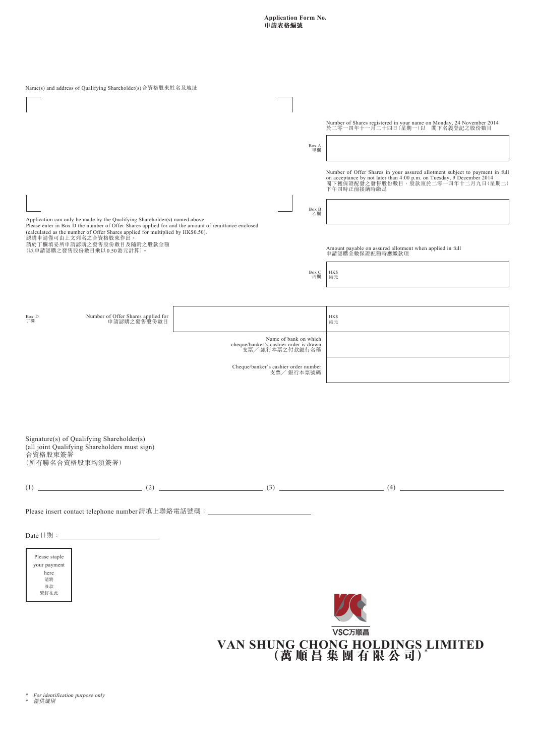**Application Form No.**
**申請表格編號**

Name(s) and address of Qualifying Shareholder(s) 合資格股東姓名及地址

| | |
|---|---|
| Box A 甲欄 | Number of Shares registered in your name on Monday, 24 November 2014<br>於二零一四年十一月二十四日（星期一）以 閣下名義登記之股份數目 |
| Box B 乙欄 | Number of Offer Shares in your assured allotment subject to payment in full on acceptance by not later than 4:00 p.m. on Tuesday, 9 December 2014<br>閣下獲保證配發之發售股份數目，股款須於二零一四年十二月九日（星期二）下午四時正前接納時繳足 |
| Box C 丙欄 | Amount payable on assured allotment when applied in full<br>申請認購全數保證配額時應繳款項<br>HK$<br>港元 |

Application can only be made by the Qualifying Shareholder(s) named above.
Please enter in Box D the number of Offer Shares applied for and the amount of remittance enclosed (calculated as the number of Offer Shares applied for multiplied by HK$0.50).
認購申請僅可由上文列名之合資格股東作出。
請於丁欄填妥所申請認購之發售股份數目及隨附之股款金額
（以申請認購之發售股份數目乘以0.50港元計算）。

| | | |
|---|---|---|
| Box D 丁欄 | Number of Offer Shares applied for<br>申請認購之發售股份數目 | HK$<br>港元 |
| | Name of bank on which cheque/banker's cashier order is drawn<br>支票╱銀行本票之付款銀行名稱 | |
| | Cheque/banker's cashier order number<br>支票╱銀行本票號碼 | |

Signature(s) of Qualifying Shareholder(s)
(all joint Qualifying Shareholders must sign)
合資格股東簽署
（所有聯名合資格股東均須簽署）

(1) ____________ (2) ____________ (3) ____________ (4) ____________

Please insert contact telephone number 請填上聯絡電話號碼：____________

Date 日期：____________

Please staple your payment here
請將股款緊釘在此

VSC万顺昌

**VAN SHUNG CHONG HOLDINGS LIMITED**
**（萬順昌集團有限公司）***

\* *For identification purpose only*
\* *僅供識別*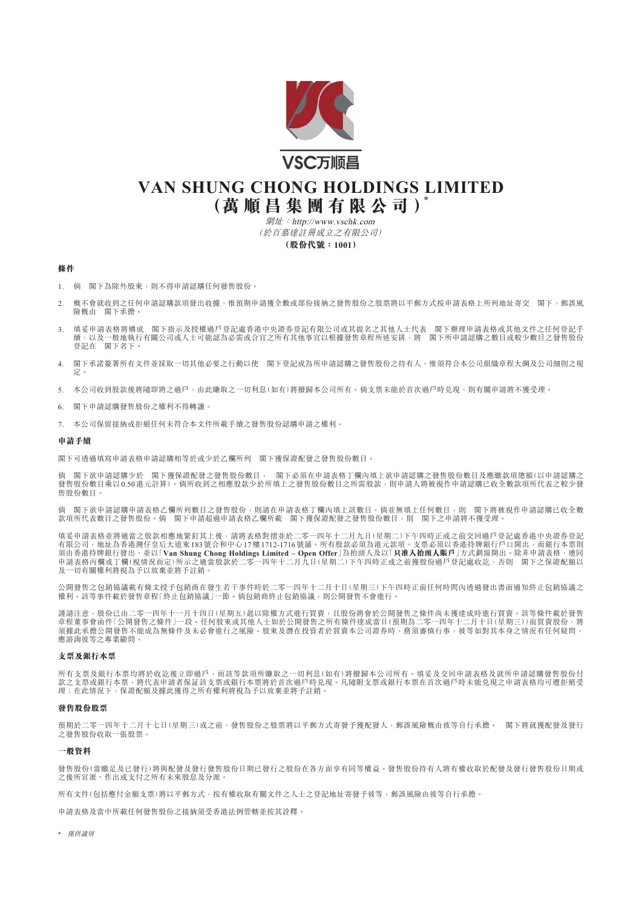VSC万顺昌

# VAN SHUNG CHONG HOLDINGS LIMITED
# （萬順昌集團有限公司）*

*網址：http://www.vschk.com*

*（於百慕達註冊成立之有限公司）*

**（股份代號：1001）**

### 條件

1. 倘　閣下為除外股東，則不得申請認購任何發售股份。

2. 概不會就收到之任何申請認購款項發出收據，惟預期申請獲全數或部份接納之發售股份之股票將以平郵方式按申請表格上所列地址寄交　閣下，郵誤風險概由　閣下承擔。

3. 填妥申請表格將構成　閣下指示及授權過戶登記處香港中央證券登記有限公司或其提名之其他人士代表　閣下辦理申請表格或其他文件之任何登記手續，以及一般地執行有關公司或人士可能認為必需或合宜之所有其他事宜以根據發售章程所述安排，將　閣下所申請認購之數目或較少數目之發售股份登記在　閣下名下。

4. 閣下承諾簽署所有文件並採取一切其他必要之行動以使　閣下登記成為所申請認購之發售股份之持有人，惟須符合本公司組織章程大綱及公司細則之規定。

5. 本公司收到股款後將隨即將之過戶，由此賺取之一切利息（如有）將撥歸本公司所有。倘支票未能於首次過戶時兌現，則有關申請將不獲受理。

6. 閣下申請認購發售股份之權利不得轉讓。

7. 本公司保留接納或拒絕任何未符合本文件所載手續之發售股份認購申請之權利。

### 申請手續

閣下可透過填寫申請表格申請認購相等於或少於乙欄所列　閣下獲保證配發之發售股份數目。

倘　閣下欲申請認購少於　閣下獲保證配發之發售股份數目，　閣下必須在申請表格丁欄內填上欲申請認購之發售股份數目及應繳款項總額（以申請認購之發售股份數目乘以0.50港元計算）。倘所收到之相應股款少於所填上之發售股份數目之所需股款，則申請人將被視作申請認購已收全數款項所代表之較少發售股份數目。

倘　閣下欲申請認購申請表格乙欄所列數目之發售股份，則請在申請表格丁欄內填上該數目。倘並無填上任何數目，則　閣下將被視作申請認購已收全數款項所代表數目之發售股份。倘　閣下申請超過申請表格乙欄所載　閣下獲保證配發之發售股份數目，則　閣下之申請將不獲受理。

填妥申請表格並將適當之股款相應地緊釘其上後，請將表格對摺並於二零一四年十二月九日（星期二）下午四時正或之前交回過戶登記處香港中央證券登記有限公司，地址為香港灣仔皇后大道東183號合和中心17樓1712-1716號舖。所有股款必須為港元款項。支票必須以香港持牌銀行戶口開出，而銀行本票則須由香港持牌銀行發出，並以「**Van Shung Chong Holdings Limited – Open Offer**」為抬頭人及以「**只准入抬頭人賬戶**」方式劃線開出。除非申請表格，連同申請表格丙欄或丁欄（視情況而定）所示之適當股款於二零一四年十二月九日（星期二）下午四時正或之前獲股份過戶登記處收訖，否則　閣下之保證配額以及一切有關權利將視為予以放棄並將予註銷。

公開發售之包銷協議載有條文授予包銷商在發生若干事件時於二零一四年十二月十日（星期三）下午四時正前任何時間內透過發出書面通知終止包銷協議之權利。該等事件載於發售章程「終止包銷協議」一節。倘包銷商終止包銷協議，則公開發售不會進行。

謹請注意，股份已由二零一四年十一月十四日（星期五）起以除權方式進行買賣，且股份將會於公開發售之條件尚未獲達成時進行買賣。該等條件載於發售章程董事會函件「公開發售之條件」一段。任何股東或其他人士如於公開發售之所有條件達成當日（預期為二零一四年十二月十日（星期三））前買賣股份，將須據此承擔公開發售不能成為無條件及未必會進行之風險。股東及潛在投資者於買賣本公司證券時，務須審慎行事，彼等如對其本身之情況有任何疑問，應諮詢彼等之專業顧問。

### 支票及銀行本票

所有支票及銀行本票均將於收訖後立即過戶，而該等款項所賺取之一切利息（如有）將撥歸本公司所有。填妥及交回申請表格及就所申請認購發售股份付款之支票或銀行本票，將代表申請者保證該支票或銀行本票將於首次過戶時兌現。凡隨附支票或銀行本票在首次過戶時未能兌現之申請表格均可遭拒絕受理；在此情況下，保證配額及據此獲得之所有權利將視為予以放棄並將予註銷。

### 發售股份股票

預期於二零一四年十二月十七日（星期三）或之前，發售股份之股票將以平郵方式寄發予獲配發人，郵誤風險概由彼等自行承擔。　閣下將就獲配發及發行之發售股份收取一張股票。

### 一般資料

發售股份（當繳足及已發行）將與配發及發行發售股份日期已發行之股份在各方面享有同等權益。發售股份持有人將有權收取於配發及發行發售股份日期或之後所宣派、作出或支付之所有未來股息及分派。

所有文件（包括應付金額支票）將以平郵方式，按有權收取有關文件之人士之登記地址寄發予彼等，郵誤風險由彼等自行承擔。

申請表格及當中所載任何發售股份之接納須受香港法例管轄並按其詮釋。

\* *僅供識別*